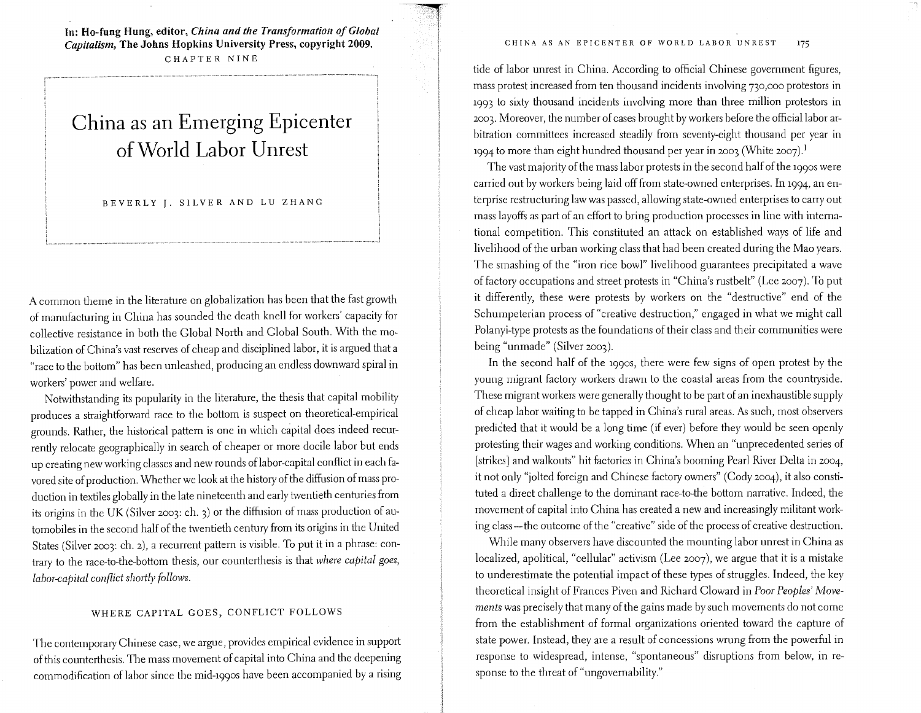In: Ho-fung Hung, editor, *China and the Transformation of Global Capitalism*, The Johns Hopkins University Press, copyright 2009.

CHAPTER NINE

# China as an Emerging Epicenter of World Labor Unrest

BEVERLY J. SILVER AND LU ZHANG

A common theme in the literature on globalization has been that the fast growth of manufacturing in China has sounded the death knell for workers' capacity for collective resistance in both the Global North and Global South. With the mobilization of China's vast reserves of cheap and disciplined labor, it is argued that a "race to the bottom" has been unleashed, producing an endless downward spiral in workers' power and welfare.

Notwithstanding its popularity in the literature, the thesis that capital mobility produces a straightforward race to the bottom is suspect on theoretical-empirical grounds. Rather, the historical pattern is one in which capital does indeed recurrently relocate geographically in search of cheaper or more docile labor but ends up creating new working classes and new rounds of labor-capital conflict in each favored site of production. Whether we look at the history of the diffusion of mass production in textiles globally in the late nineteenth and early twentieth centuries from its origins in the UK (Silver 2003: ch. 3) or the diffusion of mass production of automobiles in the second half of the twentieth century from its origins in the United States (Silver 2003: ch. 2), a recurrent pattern is visible. To put it in a phrase: contrary to the race-to-the-bottom thesis, our counterthesis is that *where capital goes, labor-capital conflict shortly follows*.

## WHERE CAPITAL GOES, CONFLICT FOLLOWS

The contemporary Chinese case, we argue, provides empirical evidence in support of this counterthesis. The mass movement of capital into China and the deepening commodification of labor since the mid-1990s have been accompanied by a rising tide of labor unrest in China. According to official Chinese government figures, mass protest increased from ten thousand incidents involving 730,000 protestors in 1993 to sixty thousand incidents involving more than three million protestors in 2003. Moreover, the number of cases brought by workers before the official labor arbitration committees increased steadily from seventy-eight thousand per year in 1994 to more than eight hundred thousand per year in 2003 (White 2007).[1]

The vast majority of the mass labor protests in the second half of the 1990s were carried out by workers being laid off from state-owned enterprises. In 1994, an enterprise restructuring law was passed, allowing state-owned enterprises to carry out mass layoffs as part of an effort to bring production processes in line with international competition. This constituted an attack on established ways of life and livelihood of the urban working class that had been created during the Mao years. The smashing of the "iron rice bowl" livelihood guarantees precipitated a wave of factory occupations and street protests in "China's rustbelt" (Lee 2007). To put it differently, these were protests by workers on the "destructive" end of the Schumpeterian process of "creative destruction," engaged in what we might call Polanyi-type protests as the foundations of their class and their communities were being "unmade" (Silver 2003).

In the second half of the 1990s, there were few signs of open protest by the young migrant factory workers drawn to the coastal areas from the countryside. These migrant workers were generally thought to be part of an inexhaustible supply of cheap labor waiting to be tapped in China's rural areas. As such, most observers predicted that it would be a long time (if ever) before they would be seen openly protesting their wages and working conditions. When an "unprecedented series of [strikes] and walkouts" hit factories in China's booming Pearl River Delta in 2004, it not only "jolted foreign and Chinese factory owners" (Cody 2004), it also constituted a direct challenge to the dominant race-to-the bottom narrative. Indeed, the movement of capital into China has created a new and increasingly militant working class—the outcome of the "creative" side of the process of creative destruction.

While many observers have discounted the mounting labor unrest in China as localized, apolitical, "cellular" activism (Lee 2007), we argue that it is a mistake to underestimate the potential impact of these types of struggles. Indeed, the key theoretical insight of Frances Piven and Richard Cloward in *Poor Peoples' Movements* was precisely that many of the gains made by such movements do not come from the establishment of formal organizations oriented toward the capture of state power. Instead, they are a result of concessions wrung from the powerful in response to widespread, intense, "spontaneous" disruptions from below, in response to the threat of "ungovernability."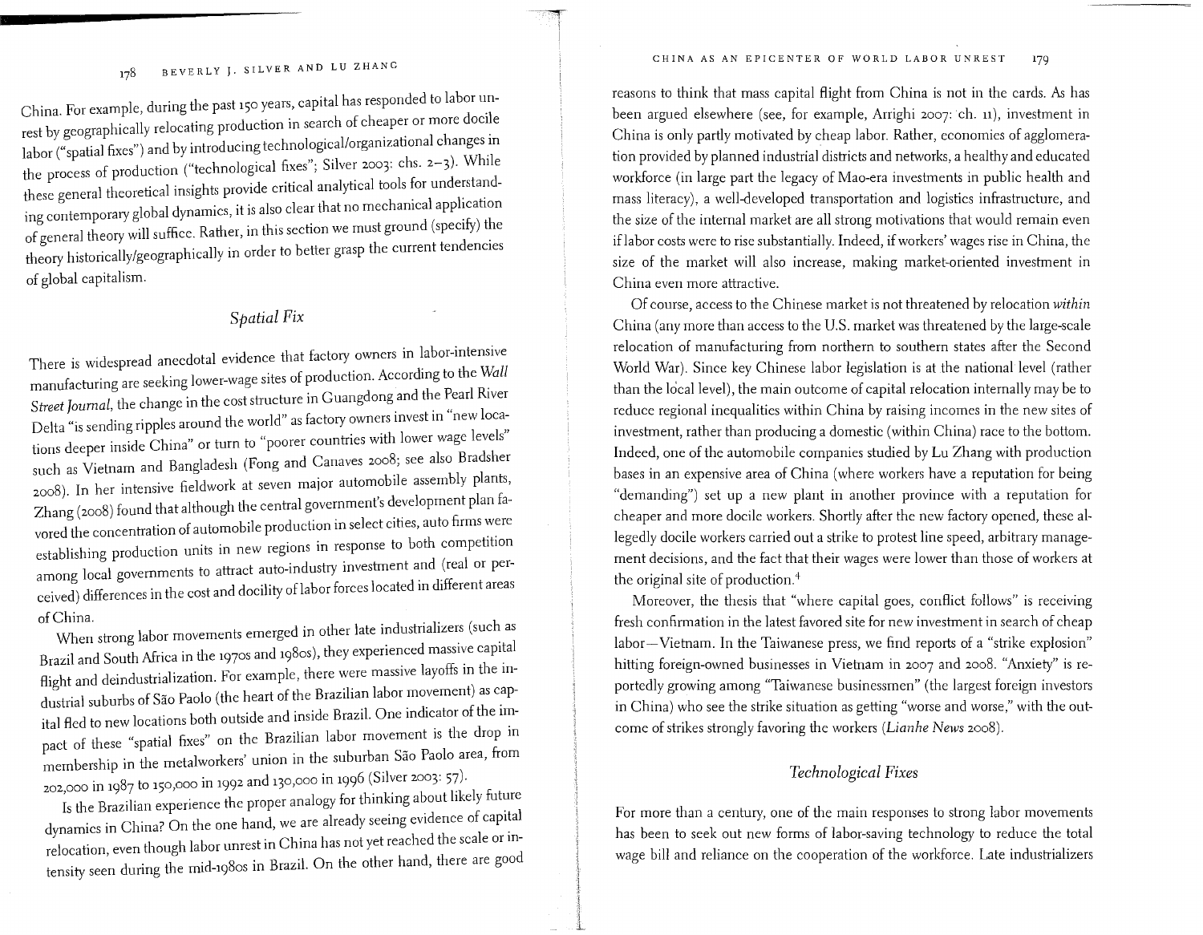China. For example, during the past 150 years, capital has responded to labor unrest by geographically relocating production in search of cheaper or more docile labor ("spatial fixes") and by introducing technological/organizational changes in the process of production ("technological fixes"; Silver 2003: chs. 2–3). While these general theoretical insights provide critical analytical tools for understanding contemporary global dynamics, it is also clear that no mechanical application of general theory will suffice. Rather, in this section we must ground (specify) the theory historically/geographically in order to better grasp the current tendencies of global capitalism.

### *Spatial Fix*

There is widespread anecdotal evidence that factory owners in labor-intensive manufacturing are seeking lower-wage sites of production. According to the *Wall Street Journal*, the change in the cost structure in Guangdong and the Pearl River Delta "is sending ripples around the world" as factory owners invest in "new locations deeper inside China" or turn to "poorer countries with lower wage levels" such as Vietnam and Bangladesh (Fong and Canaves 2008; see also Bradsher 2008). In her intensive fieldwork at seven major automobile assembly plants, Zhang (2008) found that although the central government's development plan favored the concentration of automobile production in select cities, auto firms were establishing production units in new regions in response to both competition among local governments to attract auto-industry investment and (real or perceived) differences in the cost and docility of labor forces located in different areas of China.

When strong labor movements emerged in other late industrializers (such as Brazil and South Africa in the 1970s and 1980s), they experienced massive capital flight and deindustrialization. For example, there were massive layoffs in the industrial suburbs of São Paolo (the heart of the Brazilian labor movement) as capital fled to new locations both outside and inside Brazil. One indicator of the impact of these "spatial fixes" on the Brazilian labor movement is the drop in membership in the metalworkers' union in the suburban São Paolo area, from 202,000 in 1987 to 150,000 in 1992 and 130,000 in 1996 (Silver 2003: 57).

Is the Brazilian experience the proper analogy for thinking about likely future dynamics in China? On the one hand, we are already seeing evidence of capital relocation, even though labor unrest in China has not yet reached the scale or intensity seen during the mid-1980s in Brazil. On the other hand, there are good reasons to think that mass capital flight from China is not in the cards. As has been argued elsewhere (see, for example, Arrighi 2007: ch. 11), investment in China is only partly motivated by cheap labor. Rather, economies of agglomeration provided by planned industrial districts and networks, a healthy and educated workforce (in large part the legacy of Mao-era investments in public health and mass literacy), a well-developed transportation and logistics infrastructure, and the size of the internal market are all strong motivations that would remain even if labor costs were to rise substantially. Indeed, if workers' wages rise in China, the size of the market will also increase, making market-oriented investment in China even more attractive.

Of course, access to the Chinese market is not threatened by relocation *within* China (any more than access to the U.S. market was threatened by the large-scale relocation of manufacturing from northern to southern states after the Second World War). Since key Chinese labor legislation is at the national level (rather than the local level), the main outcome of capital relocation internally may be to reduce regional inequalities within China by raising incomes in the new sites of investment, rather than producing a domestic (within China) race to the bottom. Indeed, one of the automobile companies studied by Lu Zhang with production bases in an expensive area of China (where workers have a reputation for being "demanding") set up a new plant in another province with a reputation for cheaper and more docile workers. Shortly after the new factory opened, these allegedly docile workers carried out a strike to protest line speed, arbitrary management decisions, and the fact that their wages were lower than those of workers at the original site of production.[4]

Moreover, the thesis that "where capital goes, conflict follows" is receiving fresh confirmation in the latest favored site for new investment in search of cheap labor—Vietnam. In the Taiwanese press, we find reports of a "strike explosion" hitting foreign-owned businesses in Vietnam in 2007 and 2008. "Anxiety" is reportedly growing among "Taiwanese businessmen" (the largest foreign investors in China) who see the strike situation as getting "worse and worse," with the outcome of strikes strongly favoring the workers (*Lianhe News* 2008).

### *Technological Fixes*

For more than a century, one of the main responses to strong labor movements has been to seek out new forms of labor-saving technology to reduce the total wage bill and reliance on the cooperation of the workforce. Late industrializers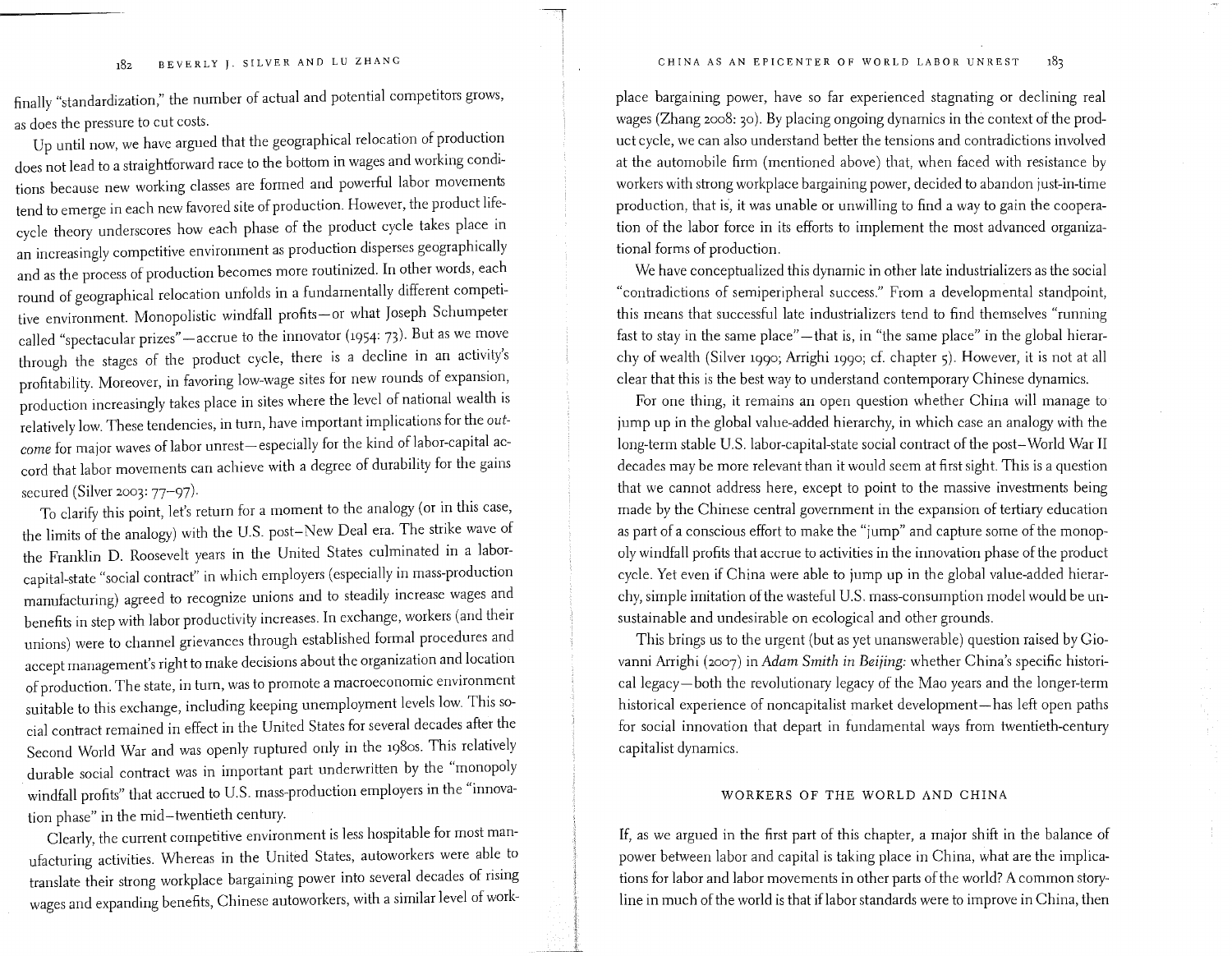finally "standardization," the number of actual and potential competitors grows, as does the pressure to cut costs.

Up until now, we have argued that the geographical relocation of production does not lead to a straightforward race to the bottom in wages and working conditions because new working classes are formed and powerful labor movements tend to emerge in each new favored site of production. However, the product life-cycle theory underscores how each phase of the product cycle takes place in an increasingly competitive environment as production disperses geographically and as the process of production becomes more routinized. In other words, each round of geographical relocation unfolds in a fundamentally different competitive environment. Monopolistic windfall profits—or what Joseph Schumpeter called "spectacular prizes"—accrue to the innovator (1954: 73). But as we move through the stages of the product cycle, there is a decline in an activity's profitability. Moreover, in favoring low-wage sites for new rounds of expansion, production increasingly takes place in sites where the level of national wealth is relatively low. These tendencies, in turn, have important implications for the *outcome* for major waves of labor unrest—especially for the kind of labor-capital accord that labor movements can achieve with a degree of durability for the gains secured (Silver 2003: 77–97).

To clarify this point, let's return for a moment to the analogy (or in this case, the limits of the analogy) with the U.S. post–New Deal era. The strike wave of the Franklin D. Roosevelt years in the United States culminated in a labor-capital-state "social contract" in which employers (especially in mass-production manufacturing) agreed to recognize unions and to steadily increase wages and benefits in step with labor productivity increases. In exchange, workers (and their unions) were to channel grievances through established formal procedures and accept management's right to make decisions about the organization and location of production. The state, in turn, was to promote a macroeconomic environment suitable to this exchange, including keeping unemployment levels low. This social contract remained in effect in the United States for several decades after the Second World War and was openly ruptured only in the 1980s. This relatively durable social contract was in important part underwritten by the "monopoly windfall profits" that accrued to U.S. mass-production employers in the "innovation phase" in the mid–twentieth century.

Clearly, the current competitive environment is less hospitable for most manufacturing activities. Whereas in the United States, autoworkers were able to translate their strong workplace bargaining power into several decades of rising wages and expanding benefits, Chinese autoworkers, with a similar level of workplace bargaining power, have so far experienced stagnating or declining real wages (Zhang 2008: 30). By placing ongoing dynamics in the context of the product cycle, we can also understand better the tensions and contradictions involved at the automobile firm (mentioned above) that, when faced with resistance by workers with strong workplace bargaining power, decided to abandon just-in-time production, that is, it was unable or unwilling to find a way to gain the cooperation of the labor force in its efforts to implement the most advanced organizational forms of production.

We have conceptualized this dynamic in other late industrializers as the social "contradictions of semiperipheral success." From a developmental standpoint, this means that successful late industrializers tend to find themselves "running fast to stay in the same place"—that is, in "the same place" in the global hierarchy of wealth (Silver 1990; Arrighi 1990; cf. chapter 5). However, it is not at all clear that this is the best way to understand contemporary Chinese dynamics.

For one thing, it remains an open question whether China will manage to jump up in the global value-added hierarchy, in which case an analogy with the long-term stable U.S. labor-capital-state social contract of the post–World War II decades may be more relevant than it would seem at first sight. This is a question that we cannot address here, except to point to the massive investments being made by the Chinese central government in the expansion of tertiary education as part of a conscious effort to make the "jump" and capture some of the monopoly windfall profits that accrue to activities in the innovation phase of the product cycle. Yet even if China were able to jump up in the global value-added hierarchy, simple imitation of the wasteful U.S. mass-consumption model would be unsustainable and undesirable on ecological and other grounds.

This brings us to the urgent (but as yet unanswerable) question raised by Giovanni Arrighi (2007) in *Adam Smith in Beijing*: whether China's specific historical legacy—both the revolutionary legacy of the Mao years and the longer-term historical experience of noncapitalist market development—has left open paths for social innovation that depart in fundamental ways from twentieth-century capitalist dynamics.

## WORKERS OF THE WORLD AND CHINA

If, as we argued in the first part of this chapter, a major shift in the balance of power between labor and capital is taking place in China, what are the implications for labor and labor movements in other parts of the world? A common storyline in much of the world is that if labor standards were to improve in China, then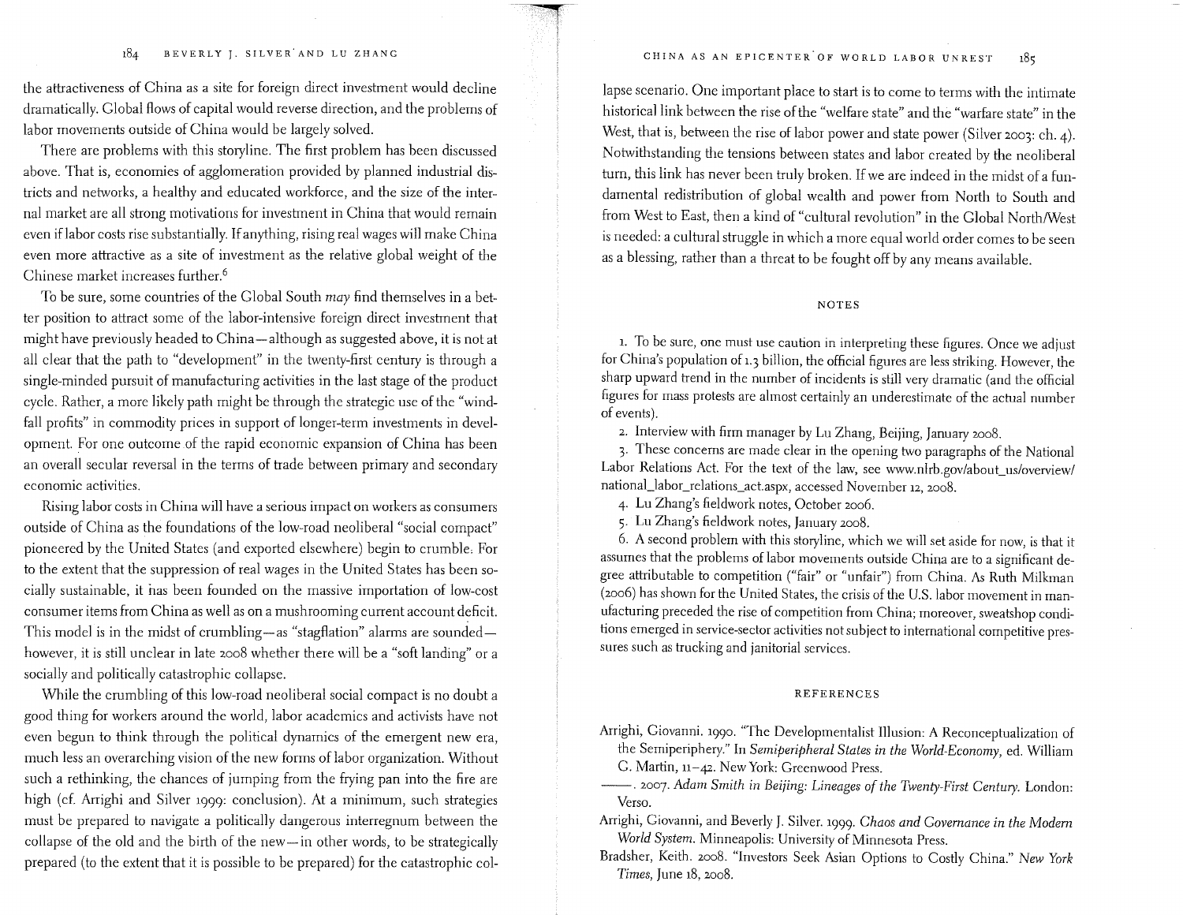the attractiveness of China as a site for foreign direct investment would decline dramatically. Global flows of capital would reverse direction, and the problems of labor movements outside of China would be largely solved.

There are problems with this storyline. The first problem has been discussed above. That is, economies of agglomeration provided by planned industrial districts and networks, a healthy and educated workforce, and the size of the internal market are all strong motivations for investment in China that would remain even if labor costs rise substantially. If anything, rising real wages will make China even more attractive as a site of investment as the relative global weight of the Chinese market increases further.[6]

To be sure, some countries of the Global South *may* find themselves in a better position to attract some of the labor-intensive foreign direct investment that might have previously headed to China—although as suggested above, it is not at all clear that the path to "development" in the twenty-first century is through a single-minded pursuit of manufacturing activities in the last stage of the product cycle. Rather, a more likely path might be through the strategic use of the "windfall profits" in commodity prices in support of longer-term investments in development. For one outcome of the rapid economic expansion of China has been an overall secular reversal in the terms of trade between primary and secondary economic activities.

Rising labor costs in China will have a serious impact on workers as consumers outside of China as the foundations of the low-road neoliberal "social compact" pioneered by the United States (and exported elsewhere) begin to crumble. For to the extent that the suppression of real wages in the United States has been socially sustainable, it has been founded on the massive importation of low-cost consumer items from China as well as on a mushrooming current account deficit. This model is in the midst of crumbling—as "stagflation" alarms are sounded—however, it is still unclear in late 2008 whether there will be a "soft landing" or a socially and politically catastrophic collapse.

While the crumbling of this low-road neoliberal social compact is no doubt a good thing for workers around the world, labor academics and activists have not even begun to think through the political dynamics of the emergent new era, much less an overarching vision of the new forms of labor organization. Without such a rethinking, the chances of jumping from the frying pan into the fire are high (cf. Arrighi and Silver 1999: conclusion). At a minimum, such strategies must be prepared to navigate a politically dangerous interregnum between the collapse of the old and the birth of the new—in other words, to be strategically prepared (to the extent that it is possible to be prepared) for the catastrophic collapse scenario. One important place to start is to come to terms with the intimate historical link between the rise of the "welfare state" and the "warfare state" in the West, that is, between the rise of labor power and state power (Silver 2003: ch. 4). Notwithstanding the tensions between states and labor created by the neoliberal turn, this link has never been truly broken. If we are indeed in the midst of a fundamental redistribution of global wealth and power from North to South and from West to East, then a kind of "cultural revolution" in the Global North/West is needed: a cultural struggle in which a more equal world order comes to be seen as a blessing, rather than a threat to be fought off by any means available.

## NOTES

1. To be sure, one must use caution in interpreting these figures. Once we adjust for China's population of 1.3 billion, the official figures are less striking. However, the sharp upward trend in the number of incidents is still very dramatic (and the official figures for mass protests are almost certainly an underestimate of the actual number of events).
2. Interview with firm manager by Lu Zhang, Beijing, January 2008.
3. These concerns are made clear in the opening two paragraphs of the National Labor Relations Act. For the text of the law, see www.nlrb.gov/about_us/overview/national_labor_relations_act.aspx, accessed November 12, 2008.
4. Lu Zhang's fieldwork notes, October 2006.
5. Lu Zhang's fieldwork notes, January 2008.
6. A second problem with this storyline, which we will set aside for now, is that it assumes that the problems of labor movements outside China are to a significant degree attributable to competition ("fair" or "unfair") from China. As Ruth Milkman (2006) has shown for the United States, the crisis of the U.S. labor movement in manufacturing preceded the rise of competition from China; moreover, sweatshop conditions emerged in service-sector activities not subject to international competitive pressures such as trucking and janitorial services.

## REFERENCES

Arrighi, Giovanni. 1990. "The Developmentalist Illusion: A Reconceptualization of the Semiperiphery." In *Semiperipheral States in the World-Economy*, ed. William G. Martin, 11–42. New York: Greenwood Press.

———. 2007. *Adam Smith in Beijing: Lineages of the Twenty-First Century*. London: Verso.

Arrighi, Giovanni, and Beverly J. Silver. 1999. *Chaos and Governance in the Modern World System*. Minneapolis: University of Minnesota Press.

Bradsher, Keith. 2008. "Investors Seek Asian Options to Costly China." *New York Times*, June 18, 2008.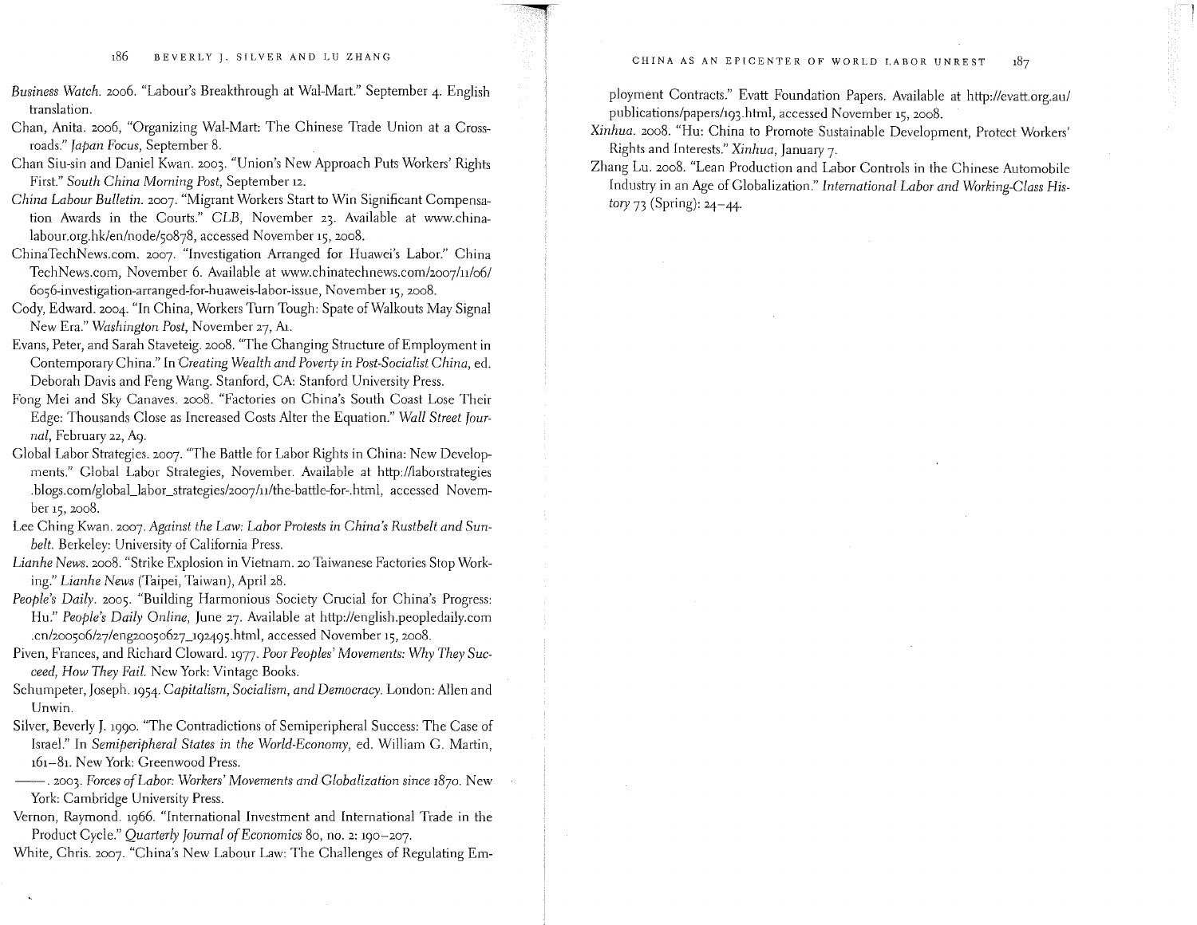*Business Watch*. 2006. "Labour's Breakthrough at Wal-Mart." September 4. English translation.

Chan, Anita. 2006, "Organizing Wal-Mart: The Chinese Trade Union at a Crossroads." *Japan Focus*, September 8.

Chan Siu-sin and Daniel Kwan. 2003. "Union's New Approach Puts Workers' Rights First." *South China Morning Post*, September 12.

*China Labour Bulletin*. 2007. "Migrant Workers Start to Win Significant Compensation Awards in the Courts." *CLB*, November 23. Available at www.china-labour.org.hk/en/node/50878, accessed November 15, 2008.

ChinaTechNews.com. 2007. "Investigation Arranged for Huawei's Labor." China TechNews.com, November 6. Available at www.chinatechnews.com/2007/11/06/6056-investigation-arranged-for-huaweis-labor-issue, November 15, 2008.

Cody, Edward. 2004. "In China, Workers Turn Tough: Spate of Walkouts May Signal New Era." *Washington Post*, November 27, A1.

Evans, Peter, and Sarah Staveteig. 2008. "The Changing Structure of Employment in Contemporary China." In *Creating Wealth and Poverty in Post-Socialist China*, ed. Deborah Davis and Feng Wang. Stanford, CA: Stanford University Press.

Fong Mei and Sky Canaves. 2008. "Factories on China's South Coast Lose Their Edge: Thousands Close as Increased Costs Alter the Equation." *Wall Street Journal*, February 22, A9.

Global Labor Strategies. 2007. "The Battle for Labor Rights in China: New Developments." Global Labor Strategies, November. Available at http://laborstrategies.blogs.com/global_labor_strategies/2007/11/the-battle-for-.html, accessed November 15, 2008.

Lee Ching Kwan. 2007. *Against the Law: Labor Protests in China's Rustbelt and Sunbelt*. Berkeley: University of California Press.

*Lianhe News*. 2008. "Strike Explosion in Vietnam. 20 Taiwanese Factories Stop Working." *Lianhe News* (Taipei, Taiwan), April 28.

*People's Daily*. 2005. "Building Harmonious Society Crucial for China's Progress: Hu." *People's Daily Online*, June 27. Available at http://english.peopledaily.com.cn/200506/27/eng20050627_192495.html, accessed November 15, 2008.

Piven, Frances, and Richard Cloward. 1977. *Poor Peoples' Movements: Why They Succeed, How They Fail*. New York: Vintage Books.

Schumpeter, Joseph. 1954. *Capitalism, Socialism, and Democracy*. London: Allen and Unwin.

Silver, Beverly J. 1990. "The Contradictions of Semiperipheral Success: The Case of Israel." In *Semiperipheral States in the World-Economy*, ed. William G. Martin, 161–81. New York: Greenwood Press.

———. 2003. *Forces of Labor: Workers' Movements and Globalization since 1870*. New York: Cambridge University Press.

Vernon, Raymond. 1966. "International Investment and International Trade in the Product Cycle." *Quarterly Journal of Economics* 80, no. 2: 190–207.

White, Chris. 2007. "China's New Labour Law: The Challenges of Regulating Employment Contracts." Evatt Foundation Papers. Available at http://evatt.org.au/publications/papers/193.html, accessed November 15, 2008.

*Xinhua*. 2008. "Hu: China to Promote Sustainable Development, Protect Workers' Rights and Interests." *Xinhua*, January 7.

Zhang Lu. 2008. "Lean Production and Labor Controls in the Chinese Automobile Industry in an Age of Globalization." *International Labor and Working-Class History* 73 (Spring): 24–44.